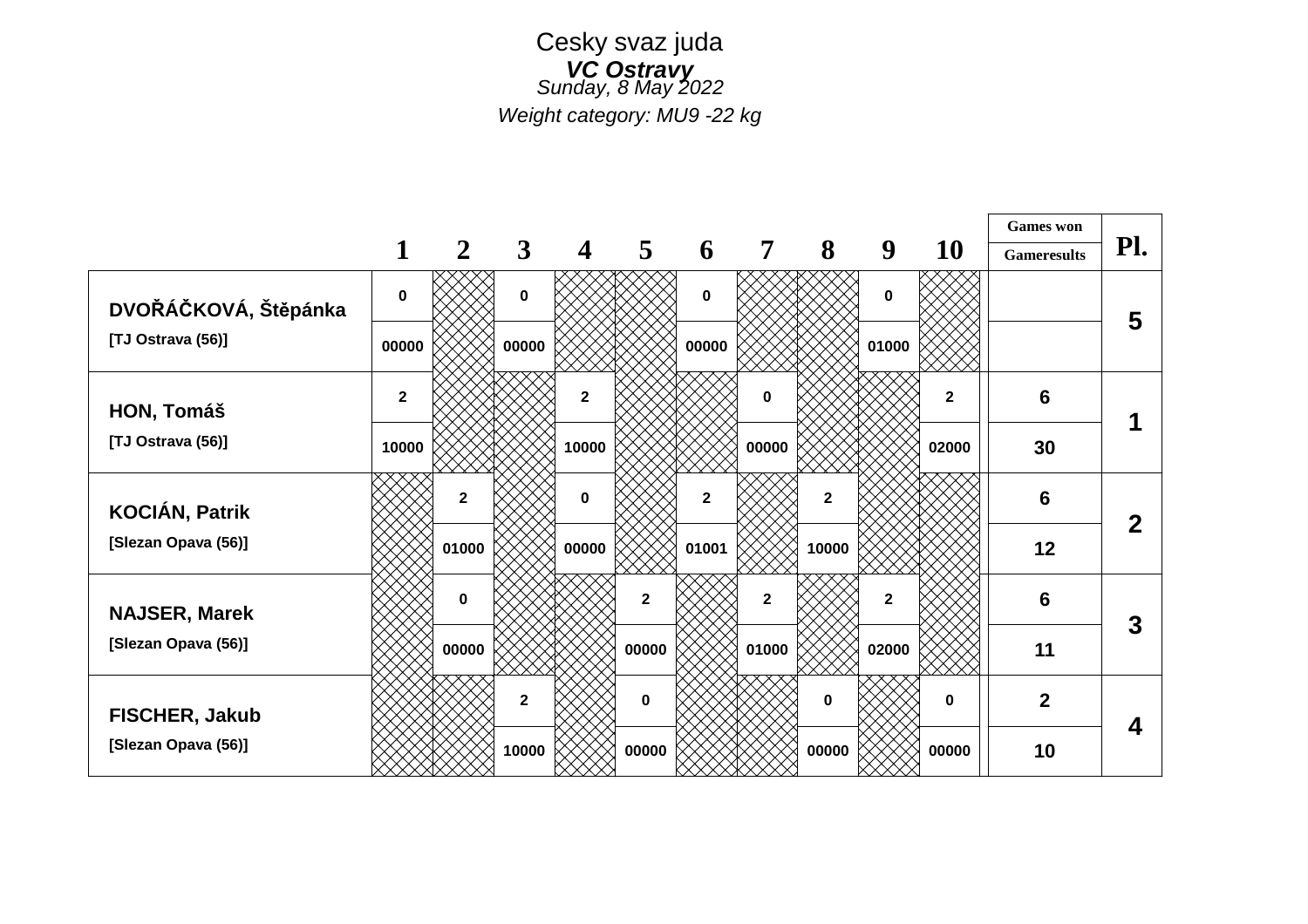Cesky svaz juda

***VC Ostravy***

*Sunday, 8 May 2022*

*Weight category: MU9 -22 kg*

| | 1 | 2 | 3 | 4 | 5 | 6 | 7 | 8 | 9 | 10 | Games won / Gameresults | Pl. |
|---|---|---|---|---|---|---|---|---|---|---|---|---|
| **DVOŘÁČKOVÁ, Štěpánka** | 0 | | 0 | | | 0 | | | 0 | | | 5 |
| **[TJ Ostrava (56)]** | 00000 | | 00000 | | | 00000 | | | 01000 | | | |
| **HON, Tomáš** | 2 | | | 2 | | | 0 | | | 2 | 6 | 1 |
| **[TJ Ostrava (56)]** | 10000 | | | 10000 | | | 00000 | | | 02000 | 30 | |
| **KOCIÁN, Patrik** | | 2 | | 0 | | 2 | | 2 | | | 6 | 2 |
| **[Slezan Opava (56)]** | | 01000 | | 00000 | | 01001 | | 10000 | | | 12 | |
| **NAJSER, Marek** | | 0 | | | 2 | | 2 | | 2 | | 6 | 3 |
| **[Slezan Opava (56)]** | | 00000 | | | 00000 | | 01000 | | 02000 | | 11 | |
| **FISCHER, Jakub** | | | 2 | | 0 | | | 0 | | 0 | 2 | 4 |
| **[Slezan Opava (56)]** | | | 10000 | | 00000 | | | 00000 | | 00000 | 10 | |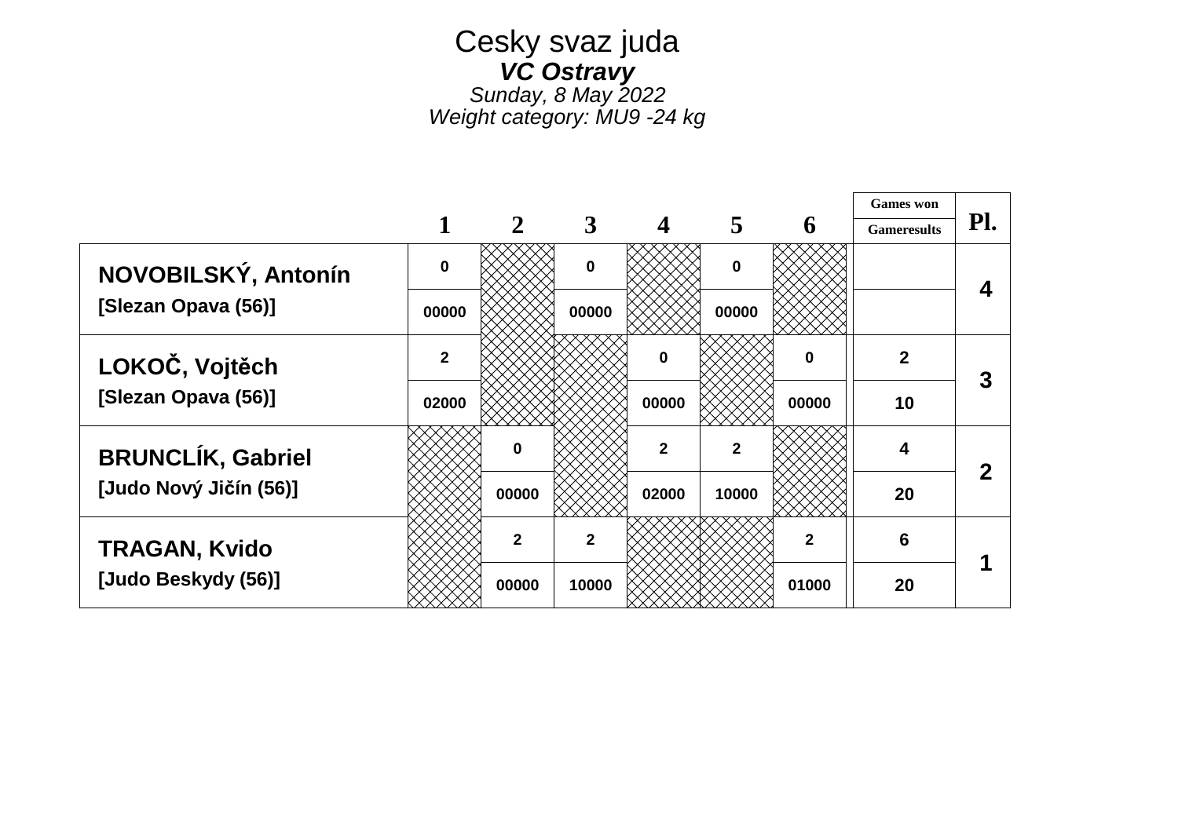# Cesky svaz juda

***VC Ostravy***

*Sunday, 8 May 2022*

*Weight category: MU9 -24 kg*

| | 1 | 2 | 3 | 4 | 5 | 6 | Games won / Gameresults | Pl. |
|---|---|---|---|---|---|---|---|---|
| **NOVOBILSKÝ, Antonín** | 0 | | 0 | | 0 | | | 4 |
| **[Slezan Opava (56)]** | 00000 | | 00000 | | 00000 | | | |
| **LOKOČ, Vojtěch** | 2 | | | 0 | | 0 | 2 | 3 |
| **[Slezan Opava (56)]** | 02000 | | | 00000 | | 00000 | 10 | |
| **BRUNCLÍK, Gabriel** | | 0 | | 2 | 2 | | 4 | 2 |
| **[Judo Nový Jičín (56)]** | | 00000 | | 02000 | 10000 | | 20 | |
| **TRAGAN, Kvido** | | 2 | 2 | | | 2 | 6 | 1 |
| **[Judo Beskydy (56)]** | | 00000 | 10000 | | | 01000 | 20 | |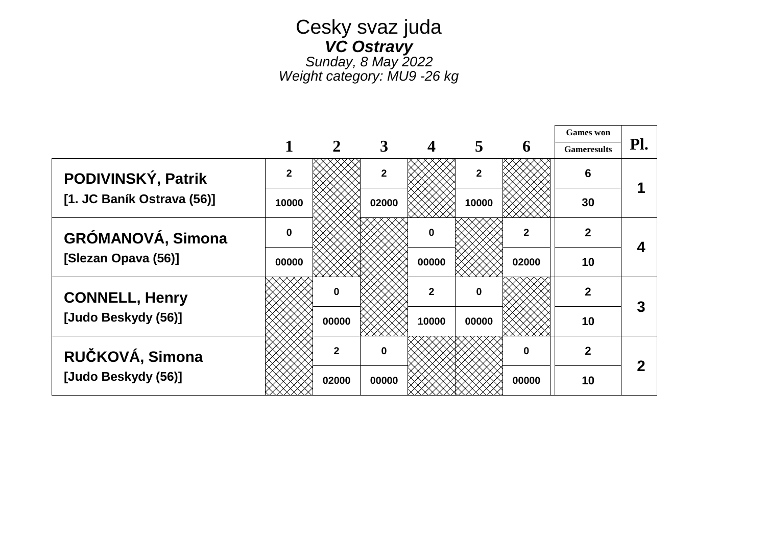# Cesky svaz juda

***VC Ostravy***

*Sunday, 8 May 2022*

*Weight category: MU9 -26 kg*

| | 1 | 2 | 3 | 4 | 5 | 6 | Games won / Gameresults | Pl. |
|---|---|---|---|---|---|---|---|---|
| **PODIVINSKÝ, Patrik** | 2 | | 2 | | 2 | | 6 | 1 |
| **[1. JC Baník Ostrava (56)]** | 10000 | | 02000 | | 10000 | | 30 | |
| **GRÓMANOVÁ, Simona** | 0 | | | 0 | | 2 | 2 | 4 |
| **[Slezan Opava (56)]** | 00000 | | | 00000 | | 02000 | 10 | |
| **CONNELL, Henry** | | 0 | | 2 | 0 | | 2 | 3 |
| **[Judo Beskydy (56)]** | | 00000 | | 10000 | 00000 | | 10 | |
| **RUČKOVÁ, Simona** | | 2 | 0 | | | 0 | 2 | 2 |
| **[Judo Beskydy (56)]** | | 02000 | 00000 | | | 00000 | 10 | |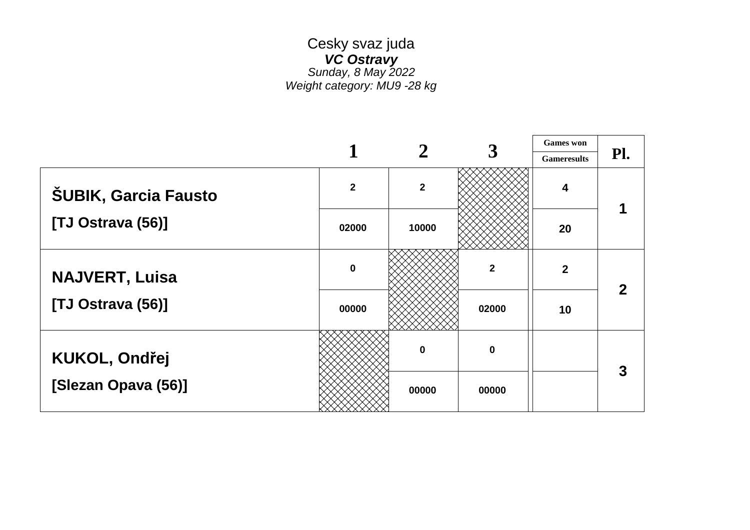# Cesky svaz juda

***VC Ostravy***

*Sunday, 8 May 2022*

*Weight category: MU9 -28 kg*

| | 1 | 2 | 3 | Games won / Gameresults | Pl. |
|---|---|---|---|---|---|
| **ŠUBIK, Garcia Fausto** | 2 | 2 | | 4 | 1 |
| **[TJ Ostrava (56)]** | 02000 | 10000 | | 20 | |
| **NAJVERT, Luisa** | 0 | | 2 | 2 | 2 |
| **[TJ Ostrava (56)]** | 00000 | | 02000 | 10 | |
| **KUKOL, Ondřej** | | 0 | 0 | | 3 |
| **[Slezan Opava (56)]** | | 00000 | 00000 | | |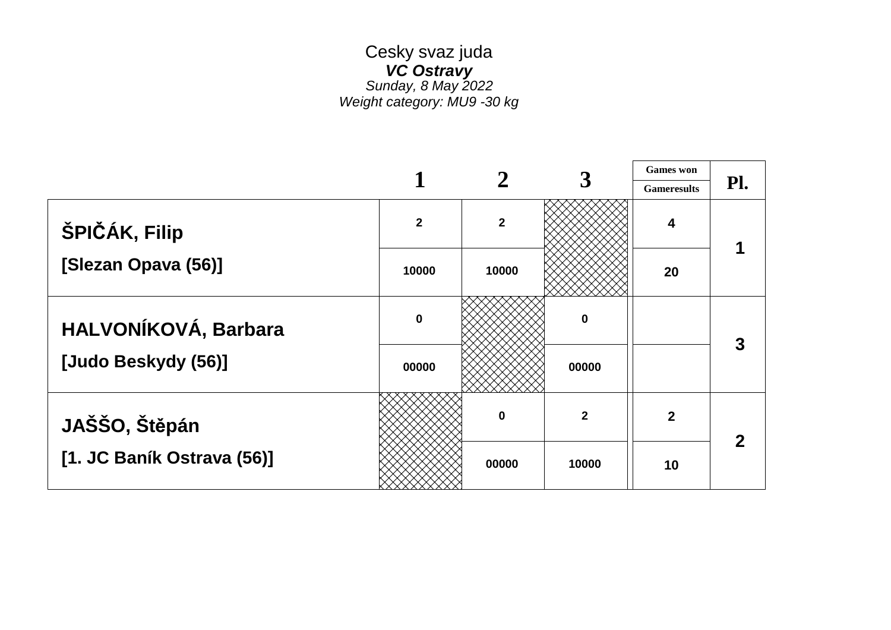Cesky svaz juda

***VC Ostravy***

*Sunday, 8 May 2022*

*Weight category: MU9 -30 kg*

| | 1 | 2 | 3 | Games won / Gameresults | Pl. |
|---|---|---|---|---|---|
| **ŠPIČÁK, Filip** | 2 | 2 | | 4 | 1 |
| **[Slezan Opava (56)]** | 10000 | 10000 | | 20 | |
| **HALVONÍKOVÁ, Barbara** | 0 | | 0 | | 3 |
| **[Judo Beskydy (56)]** | 00000 | | 00000 | | |
| **JAŠŠO, Štěpán** | | 0 | 2 | 2 | 2 |
| **[1. JC Baník Ostrava (56)]** | | 00000 | 10000 | 10 | |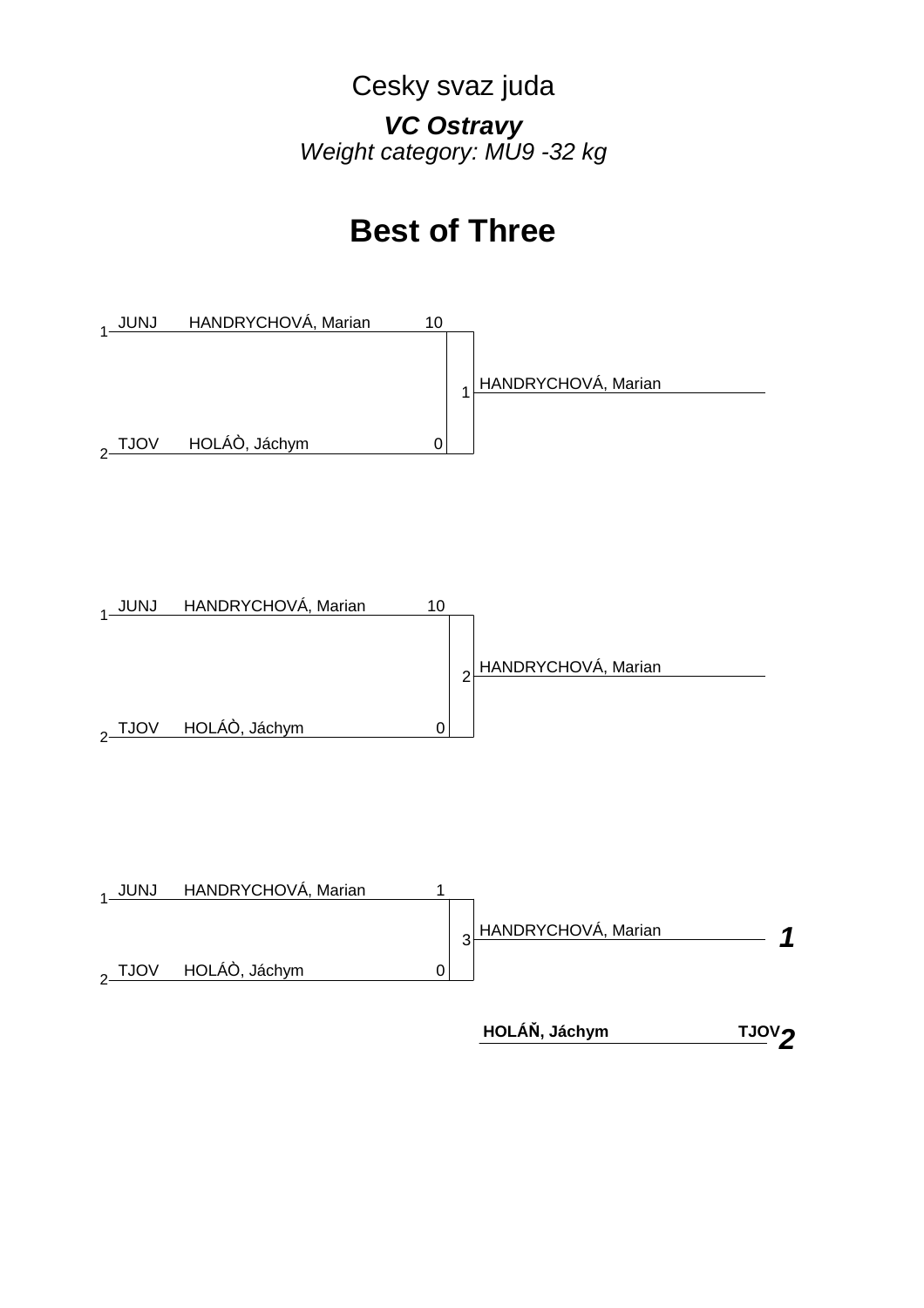Cesky svaz juda

***VC Ostravy***

*Weight category: MU9 -32 kg*

# Best of Three

1 JUNJ HANDRYCHOVÁ, Marian 10

2 TJOV HOLÁÒ, Jáchym 0

1 HANDRYCHOVÁ, Marian

1 JUNJ HANDRYCHOVÁ, Marian 10

2 TJOV HOLÁÒ, Jáchym 0

2 HANDRYCHOVÁ, Marian

1 JUNJ HANDRYCHOVÁ, Marian 1

2 TJOV HOLÁÒ, Jáchym 0

3 HANDRYCHOVÁ, Marian ***1***

**HOLÁŇ, Jáchym TJOV** ***2***